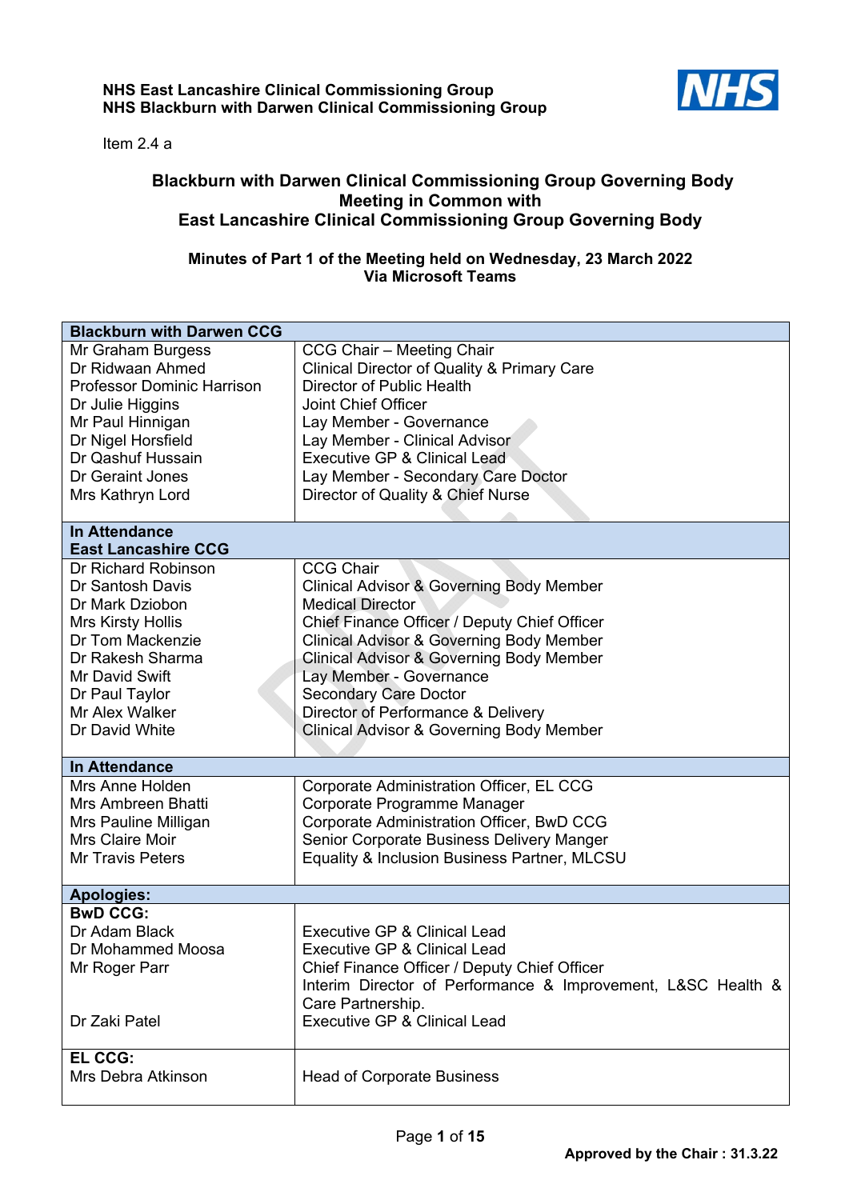**NHS East Lancashire Clinical Commissioning Group**
**NHS Blackburn with Darwen Clinical Commissioning Group**

Item 2.4 a

# Blackburn with Darwen Clinical Commissioning Group Governing Body Meeting in Common with East Lancashire Clinical Commissioning Group Governing Body

## Minutes of Part 1 of the Meeting held on Wednesday, 23 March 2022 Via Microsoft Teams

| **Blackburn with Darwen CCG** | |
|---|---|
| Mr Graham Burgess | CCG Chair – Meeting Chair |
| Dr Ridwaan Ahmed | Clinical Director of Quality & Primary Care |
| Professor Dominic Harrison | Director of Public Health |
| Dr Julie Higgins | Joint Chief Officer |
| Mr Paul Hinnigan | Lay Member - Governance |
| Dr Nigel Horsfield | Lay Member - Clinical Advisor |
| Dr Qashuf Hussain | Executive GP & Clinical Lead |
| Dr Geraint Jones | Lay Member - Secondary Care Doctor |
| Mrs Kathryn Lord | Director of Quality & Chief Nurse |
| **In Attendance East Lancashire CCG** | |
| Dr Richard Robinson | CCG Chair |
| Dr Santosh Davis | Clinical Advisor & Governing Body Member |
| Dr Mark Dziobon | Medical Director |
| Mrs Kirsty Hollis | Chief Finance Officer / Deputy Chief Officer |
| Dr Tom Mackenzie | Clinical Advisor & Governing Body Member |
| Dr Rakesh Sharma | Clinical Advisor & Governing Body Member |
| Mr David Swift | Lay Member - Governance |
| Dr Paul Taylor | Secondary Care Doctor |
| Mr Alex Walker | Director of Performance & Delivery |
| Dr David White | Clinical Advisor & Governing Body Member |
| **In Attendance** | |
| Mrs Anne Holden | Corporate Administration Officer, EL CCG |
| Mrs Ambreen Bhatti | Corporate Programme Manager |
| Mrs Pauline Milligan | Corporate Administration Officer, BwD CCG |
| Mrs Claire Moir | Senior Corporate Business Delivery Manger |
| Mr Travis Peters | Equality & Inclusion Business Partner, MLCSU |
| **Apologies:** | |
| **BwD CCG:** | |
| Dr Adam Black | Executive GP & Clinical Lead |
| Dr Mohammed Moosa | Executive GP & Clinical Lead |
| Mr Roger Parr | Chief Finance Officer / Deputy Chief Officer<br>Interim Director of Performance & Improvement, L&SC Health & Care Partnership. |
| Dr Zaki Patel | Executive GP & Clinical Lead |
| **EL CCG:** | |
| Mrs Debra Atkinson | Head of Corporate Business |

**Approved by the Chair : 31.3.22**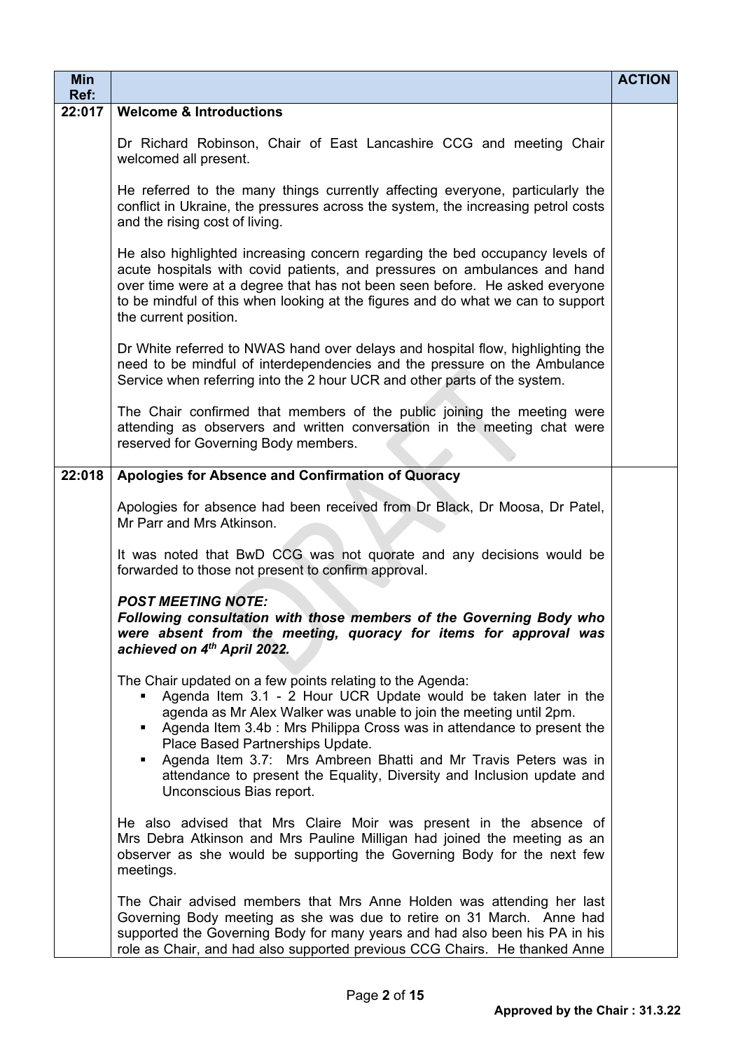| Min Ref: | | ACTION |
|---|---|---|
| 22:017 | **Welcome & Introductions**<br><br>Dr Richard Robinson, Chair of East Lancashire CCG and meeting Chair welcomed all present.<br><br>He referred to the many things currently affecting everyone, particularly the conflict in Ukraine, the pressures across the system, the increasing petrol costs and the rising cost of living.<br><br>He also highlighted increasing concern regarding the bed occupancy levels of acute hospitals with covid patients, and pressures on ambulances and hand over time were at a degree that has not been seen before. He asked everyone to be mindful of this when looking at the figures and do what we can to support the current position.<br><br>Dr White referred to NWAS hand over delays and hospital flow, highlighting the need to be mindful of interdependencies and the pressure on the Ambulance Service when referring into the 2 hour UCR and other parts of the system.<br><br>The Chair confirmed that members of the public joining the meeting were attending as observers and written conversation in the meeting chat were reserved for Governing Body members. | |
| 22:018 | **Apologies for Absence and Confirmation of Quoracy**<br><br>Apologies for absence had been received from Dr Black, Dr Moosa, Dr Patel, Mr Parr and Mrs Atkinson.<br><br>It was noted that BwD CCG was not quorate and any decisions would be forwarded to those not present to confirm approval.<br><br>***POST MEETING NOTE:***<br>***Following consultation with those members of the Governing Body who were absent from the meeting, quoracy for items for approval was achieved on 4th April 2022.***<br><br>The Chair updated on a few points relating to the Agenda:<br>▪ Agenda Item 3.1 - 2 Hour UCR Update would be taken later in the agenda as Mr Alex Walker was unable to join the meeting until 2pm.<br>▪ Agenda Item 3.4b : Mrs Philippa Cross was in attendance to present the Place Based Partnerships Update.<br>▪ Agenda Item 3.7: Mrs Ambreen Bhatti and Mr Travis Peters was in attendance to present the Equality, Diversity and Inclusion update and Unconscious Bias report.<br><br>He also advised that Mrs Claire Moir was present in the absence of Mrs Debra Atkinson and Mrs Pauline Milligan had joined the meeting as an observer as she would be supporting the Governing Body for the next few meetings.<br><br>The Chair advised members that Mrs Anne Holden was attending her last Governing Body meeting as she was due to retire on 31 March. Anne had supported the Governing Body for many years and had also been his PA in his role as Chair, and had also supported previous CCG Chairs. He thanked Anne | |

**Approved by the Chair : 31.3.22**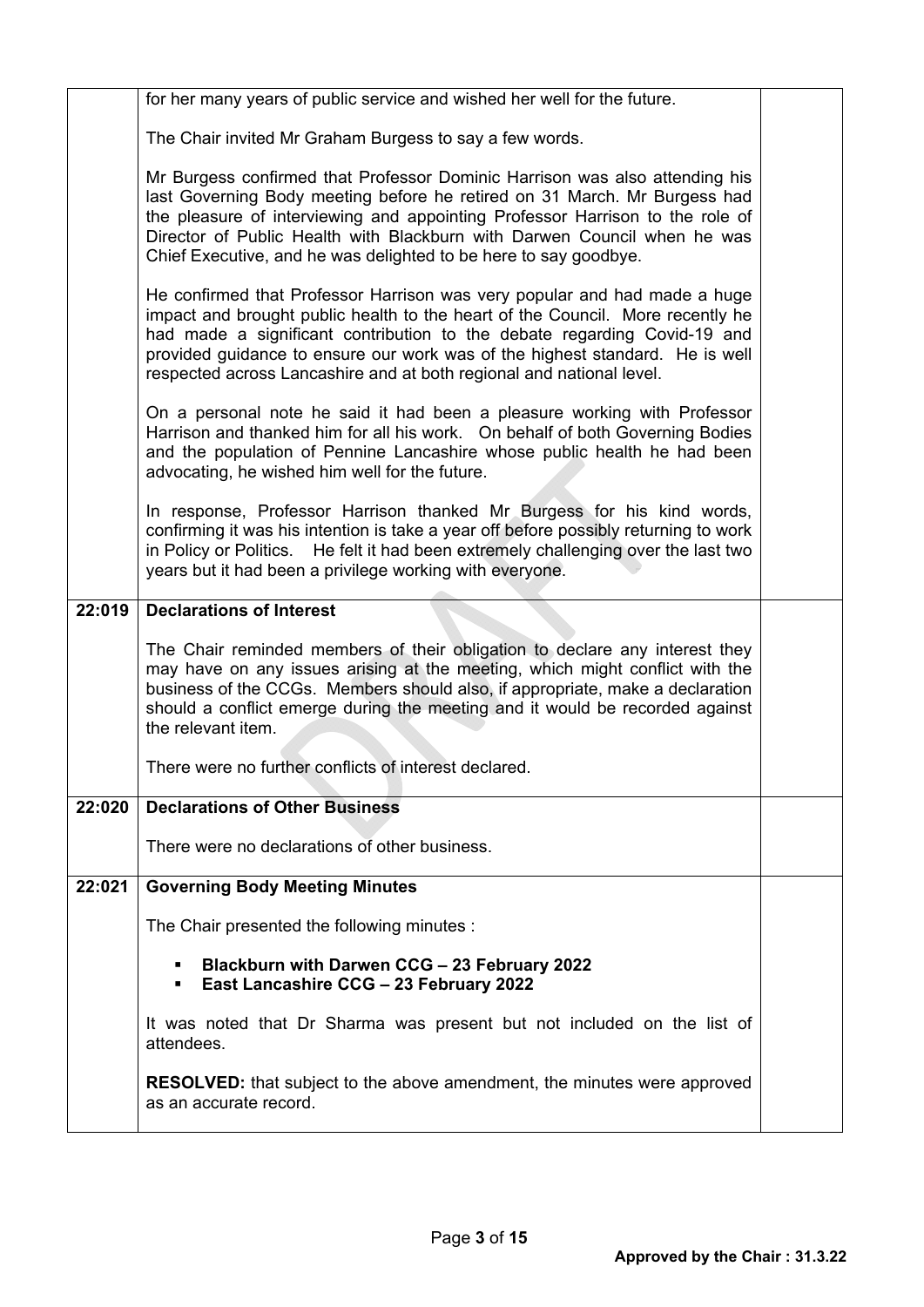| | | |
|---|---|---|
| | for her many years of public service and wished her well for the future.<br><br>The Chair invited Mr Graham Burgess to say a few words.<br><br>Mr Burgess confirmed that Professor Dominic Harrison was also attending his last Governing Body meeting before he retired on 31 March. Mr Burgess had the pleasure of interviewing and appointing Professor Harrison to the role of Director of Public Health with Blackburn with Darwen Council when he was Chief Executive, and he was delighted to be here to say goodbye.<br><br>He confirmed that Professor Harrison was very popular and had made a huge impact and brought public health to the heart of the Council. More recently he had made a significant contribution to the debate regarding Covid-19 and provided guidance to ensure our work was of the highest standard. He is well respected across Lancashire and at both regional and national level.<br><br>On a personal note he said it had been a pleasure working with Professor Harrison and thanked him for all his work. On behalf of both Governing Bodies and the population of Pennine Lancashire whose public health he had been advocating, he wished him well for the future.<br><br>In response, Professor Harrison thanked Mr Burgess for his kind words, confirming it was his intention is take a year off before possibly returning to work in Policy or Politics. He felt it had been extremely challenging over the last two years but it had been a privilege working with everyone. | |
| **22:019** | **Declarations of Interest**<br><br>The Chair reminded members of their obligation to declare any interest they may have on any issues arising at the meeting, which might conflict with the business of the CCGs. Members should also, if appropriate, make a declaration should a conflict emerge during the meeting and it would be recorded against the relevant item.<br><br>There were no further conflicts of interest declared. | |
| **22:020** | **Declarations of Other Business**<br><br>There were no declarations of other business. | |
| **22:021** | **Governing Body Meeting Minutes**<br><br>The Chair presented the following minutes :<br><br>▪ **Blackburn with Darwen CCG – 23 February 2022**<br>▪ **East Lancashire CCG – 23 February 2022**<br><br>It was noted that Dr Sharma was present but not included on the list of attendees.<br><br>**RESOLVED:** that subject to the above amendment, the minutes were approved as an accurate record. | |

**Approved by the Chair : 31.3.22**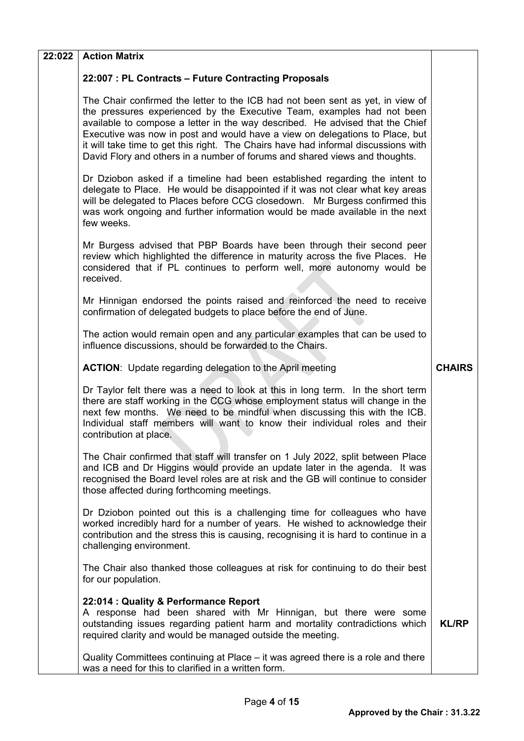| 22:022 | **Action Matrix** | |
|---|---|---|
| | **22:007 : PL Contracts – Future Contracting Proposals** | |
| | The Chair confirmed the letter to the ICB had not been sent as yet, in view of the pressures experienced by the Executive Team, examples had not been available to compose a letter in the way described. He advised that the Chief Executive was now in post and would have a view on delegations to Place, but it will take time to get this right. The Chairs have had informal discussions with David Flory and others in a number of forums and shared views and thoughts. | |
| | Dr Dziobon asked if a timeline had been established regarding the intent to delegate to Place. He would be disappointed if it was not clear what key areas will be delegated to Places before CCG closedown. Mr Burgess confirmed this was work ongoing and further information would be made available in the next few weeks. | |
| | Mr Burgess advised that PBP Boards have been through their second peer review which highlighted the difference in maturity across the five Places. He considered that if PL continues to perform well, more autonomy would be received. | |
| | Mr Hinnigan endorsed the points raised and reinforced the need to receive confirmation of delegated budgets to place before the end of June. | |
| | The action would remain open and any particular examples that can be used to influence discussions, should be forwarded to the Chairs. | |
| | **ACTION**: Update regarding delegation to the April meeting | **CHAIRS** |
| | Dr Taylor felt there was a need to look at this in long term. In the short term there are staff working in the CCG whose employment status will change in the next few months. We need to be mindful when discussing this with the ICB. Individual staff members will want to know their individual roles and their contribution at place. | |
| | The Chair confirmed that staff will transfer on 1 July 2022, split between Place and ICB and Dr Higgins would provide an update later in the agenda. It was recognised the Board level roles are at risk and the GB will continue to consider those affected during forthcoming meetings. | |
| | Dr Dziobon pointed out this is a challenging time for colleagues who have worked incredibly hard for a number of years. He wished to acknowledge their contribution and the stress this is causing, recognising it is hard to continue in a challenging environment. | |
| | The Chair also thanked those colleagues at risk for continuing to do their best for our population. | |
| | **22:014 : Quality & Performance Report**<br>A response had been shared with Mr Hinnigan, but there were some outstanding issues regarding patient harm and mortality contradictions which required clarity and would be managed outside the meeting. | **KL/RP** |
| | Quality Committees continuing at Place – it was agreed there is a role and there was a need for this to clarified in a written form. | |

**Approved by the Chair : 31.3.22**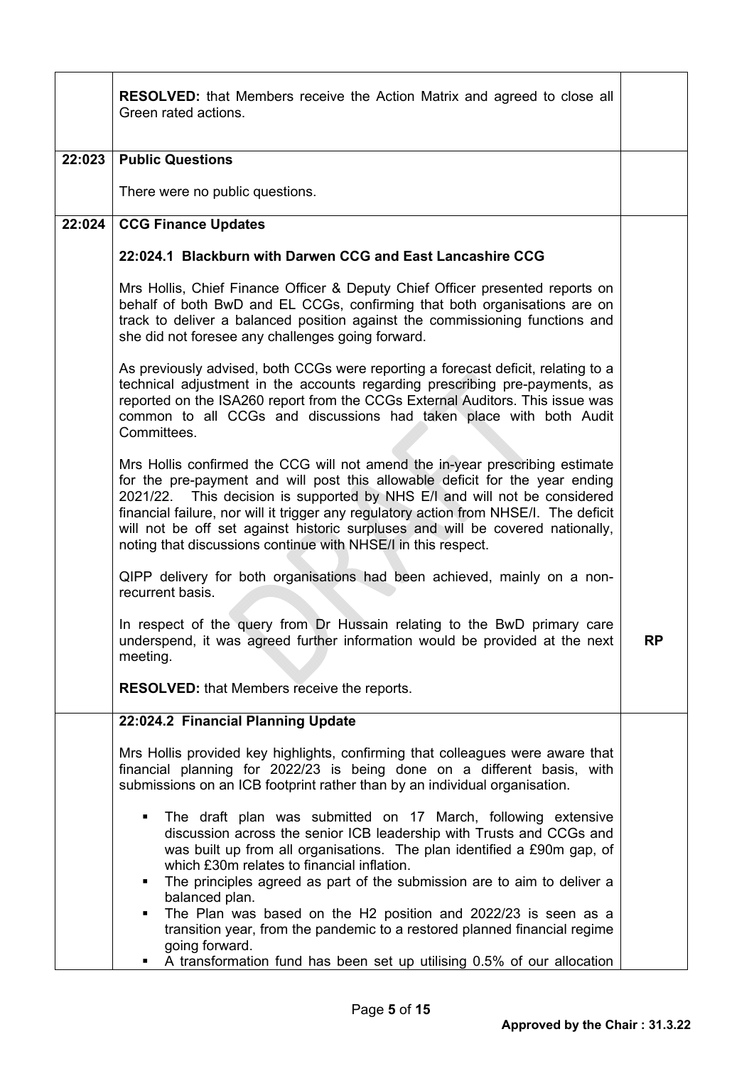| | | |
|---|---|---|
| | **RESOLVED:** that Members receive the Action Matrix and agreed to close all Green rated actions. | |
| **22:023** | **Public Questions**<br><br>There were no public questions. | |
| **22:024** | **CCG Finance Updates**<br><br>**22:024.1 Blackburn with Darwen CCG and East Lancashire CCG**<br><br>Mrs Hollis, Chief Finance Officer & Deputy Chief Officer presented reports on behalf of both BwD and EL CCGs, confirming that both organisations are on track to deliver a balanced position against the commissioning functions and she did not foresee any challenges going forward.<br><br>As previously advised, both CCGs were reporting a forecast deficit, relating to a technical adjustment in the accounts regarding prescribing pre-payments, as reported on the ISA260 report from the CCGs External Auditors. This issue was common to all CCGs and discussions had taken place with both Audit Committees.<br><br>Mrs Hollis confirmed the CCG will not amend the in-year prescribing estimate for the pre-payment and will post this allowable deficit for the year ending 2021/22. This decision is supported by NHS E/I and will not be considered financial failure, nor will it trigger any regulatory action from NHSE/I. The deficit will not be off set against historic surpluses and will be covered nationally, noting that discussions continue with NHSE/I in this respect.<br><br>QIPP delivery for both organisations had been achieved, mainly on a non-recurrent basis.<br><br>In respect of the query from Dr Hussain relating to the BwD primary care underspend, it was agreed further information would be provided at the next meeting.<br><br>**RESOLVED:** that Members receive the reports. | **RP** |
| | **22:024.2 Financial Planning Update**<br><br>Mrs Hollis provided key highlights, confirming that colleagues were aware that financial planning for 2022/23 is being done on a different basis, with submissions on an ICB footprint rather than by an individual organisation.<br><br>▪ The draft plan was submitted on 17 March, following extensive discussion across the senior ICB leadership with Trusts and CCGs and was built up from all organisations. The plan identified a £90m gap, of which £30m relates to financial inflation.<br>▪ The principles agreed as part of the submission are to aim to deliver a balanced plan.<br>▪ The Plan was based on the H2 position and 2022/23 is seen as a transition year, from the pandemic to a restored planned financial regime going forward.<br>▪ A transformation fund has been set up utilising 0.5% of our allocation | |

**Approved by the Chair : 31.3.22**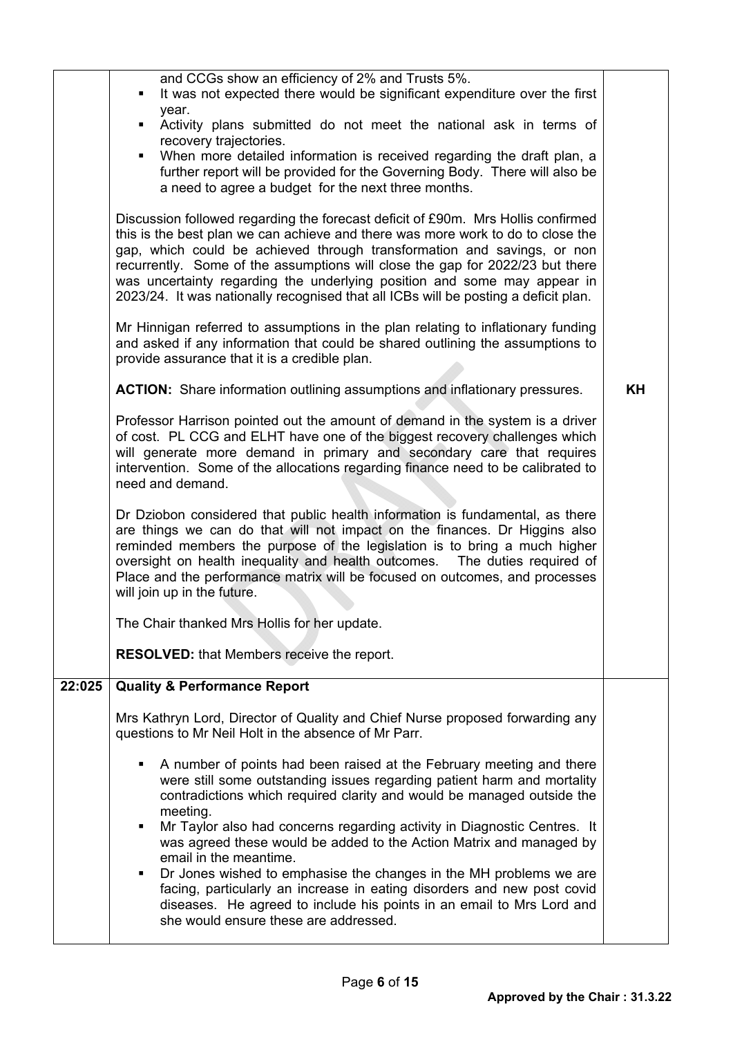| | | |
|---|---|---|
| | and CCGs show an efficiency of 2% and Trusts 5%.<br>▪ It was not expected there would be significant expenditure over the first year.<br>▪ Activity plans submitted do not meet the national ask in terms of recovery trajectories.<br>▪ When more detailed information is received regarding the draft plan, a further report will be provided for the Governing Body. There will also be a need to agree a budget for the next three months.<br><br>Discussion followed regarding the forecast deficit of £90m. Mrs Hollis confirmed this is the best plan we can achieve and there was more work to do to close the gap, which could be achieved through transformation and savings, or non recurrently. Some of the assumptions will close the gap for 2022/23 but there was uncertainty regarding the underlying position and some may appear in 2023/24. It was nationally recognised that all ICBs will be posting a deficit plan.<br><br>Mr Hinnigan referred to assumptions in the plan relating to inflationary funding and asked if any information that could be shared outlining the assumptions to provide assurance that it is a credible plan.<br><br>**ACTION:** Share information outlining assumptions and inflationary pressures. | **KH** |
| | Professor Harrison pointed out the amount of demand in the system is a driver of cost. PL CCG and ELHT have one of the biggest recovery challenges which will generate more demand in primary and secondary care that requires intervention. Some of the allocations regarding finance need to be calibrated to need and demand.<br><br>Dr Dziobon considered that public health information is fundamental, as there are things we can do that will not impact on the finances. Dr Higgins also reminded members the purpose of the legislation is to bring a much higher oversight on health inequality and health outcomes. The duties required of Place and the performance matrix will be focused on outcomes, and processes will join up in the future.<br><br>The Chair thanked Mrs Hollis for her update.<br><br>**RESOLVED:** that Members receive the report. | |
| **22:025** | **Quality & Performance Report**<br><br>Mrs Kathryn Lord, Director of Quality and Chief Nurse proposed forwarding any questions to Mr Neil Holt in the absence of Mr Parr.<br><br>▪ A number of points had been raised at the February meeting and there were still some outstanding issues regarding patient harm and mortality contradictions which required clarity and would be managed outside the meeting.<br>▪ Mr Taylor also had concerns regarding activity in Diagnostic Centres. It was agreed these would be added to the Action Matrix and managed by email in the meantime.<br>▪ Dr Jones wished to emphasise the changes in the MH problems we are facing, particularly an increase in eating disorders and new post covid diseases. He agreed to include his points in an email to Mrs Lord and she would ensure these are addressed. | |

**Approved by the Chair : 31.3.22**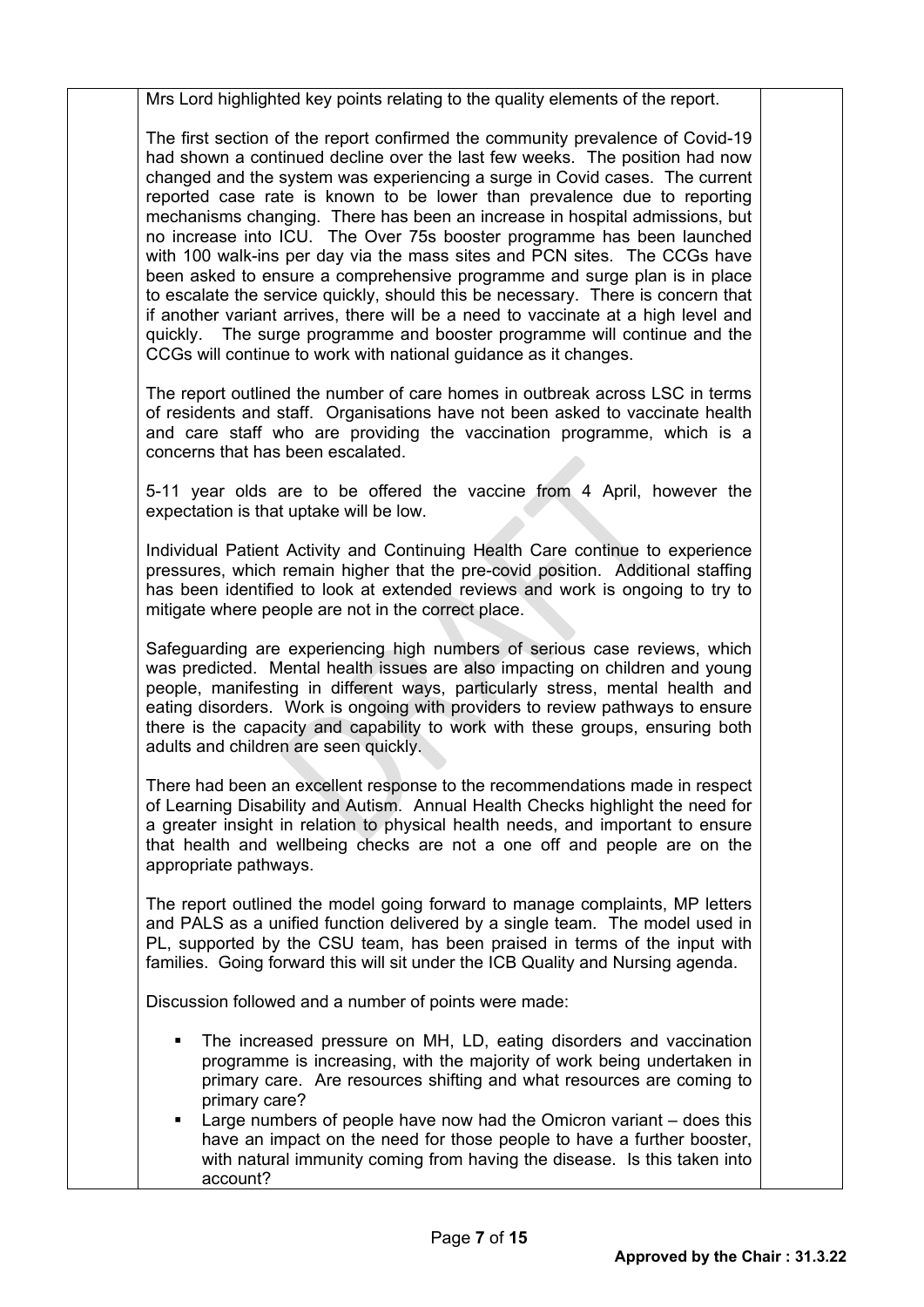Mrs Lord highlighted key points relating to the quality elements of the report.

The first section of the report confirmed the community prevalence of Covid-19 had shown a continued decline over the last few weeks. The position had now changed and the system was experiencing a surge in Covid cases. The current reported case rate is known to be lower than prevalence due to reporting mechanisms changing. There has been an increase in hospital admissions, but no increase into ICU. The Over 75s booster programme has been launched with 100 walk-ins per day via the mass sites and PCN sites. The CCGs have been asked to ensure a comprehensive programme and surge plan is in place to escalate the service quickly, should this be necessary. There is concern that if another variant arrives, there will be a need to vaccinate at a high level and quickly. The surge programme and booster programme will continue and the CCGs will continue to work with national guidance as it changes.

The report outlined the number of care homes in outbreak across LSC in terms of residents and staff. Organisations have not been asked to vaccinate health and care staff who are providing the vaccination programme, which is a concerns that has been escalated.

5-11 year olds are to be offered the vaccine from 4 April, however the expectation is that uptake will be low.

Individual Patient Activity and Continuing Health Care continue to experience pressures, which remain higher that the pre-covid position. Additional staffing has been identified to look at extended reviews and work is ongoing to try to mitigate where people are not in the correct place.

Safeguarding are experiencing high numbers of serious case reviews, which was predicted. Mental health issues are also impacting on children and young people, manifesting in different ways, particularly stress, mental health and eating disorders. Work is ongoing with providers to review pathways to ensure there is the capacity and capability to work with these groups, ensuring both adults and children are seen quickly.

There had been an excellent response to the recommendations made in respect of Learning Disability and Autism. Annual Health Checks highlight the need for a greater insight in relation to physical health needs, and important to ensure that health and wellbeing checks are not a one off and people are on the appropriate pathways.

The report outlined the model going forward to manage complaints, MP letters and PALS as a unified function delivered by a single team. The model used in PL, supported by the CSU team, has been praised in terms of the input with families. Going forward this will sit under the ICB Quality and Nursing agenda.

Discussion followed and a number of points were made:

- The increased pressure on MH, LD, eating disorders and vaccination programme is increasing, with the majority of work being undertaken in primary care. Are resources shifting and what resources are coming to primary care?
- Large numbers of people have now had the Omicron variant – does this have an impact on the need for those people to have a further booster, with natural immunity coming from having the disease. Is this taken into account?

**Approved by the Chair : 31.3.22**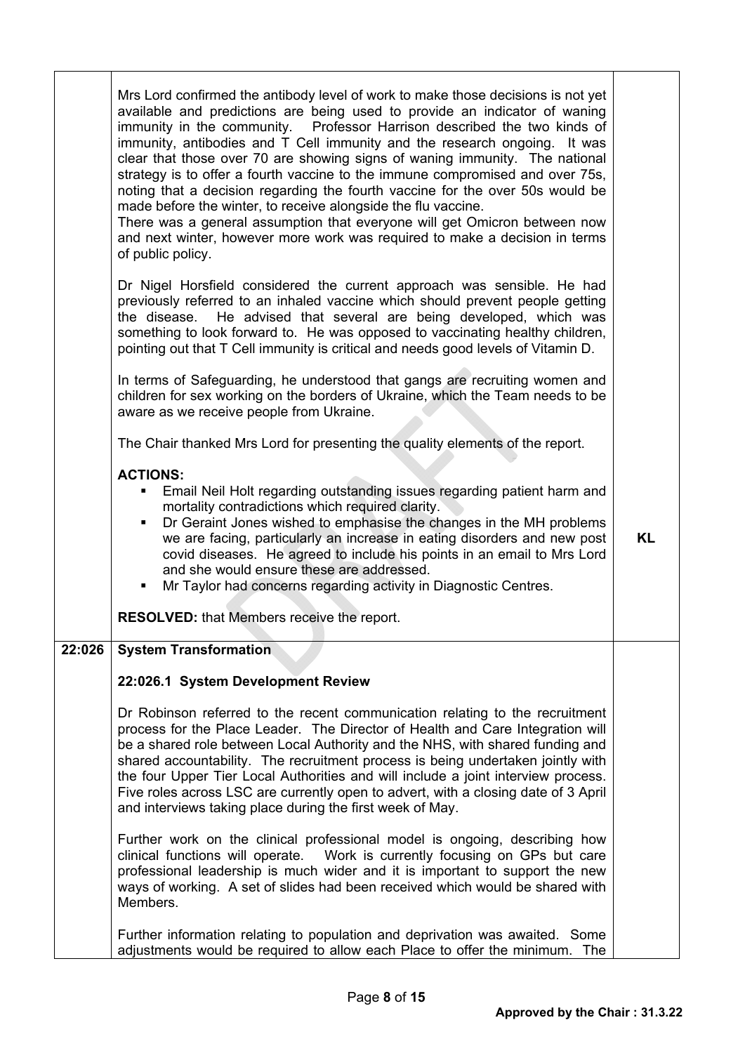| | | |
|---|---|---|
| | Mrs Lord confirmed the antibody level of work to make those decisions is not yet available and predictions are being used to provide an indicator of waning immunity in the community. Professor Harrison described the two kinds of immunity, antibodies and T Cell immunity and the research ongoing. It was clear that those over 70 are showing signs of waning immunity. The national strategy is to offer a fourth vaccine to the immune compromised and over 75s, noting that a decision regarding the fourth vaccine for the over 50s would be made before the winter, to receive alongside the flu vaccine.<br>There was a general assumption that everyone will get Omicron between now and next winter, however more work was required to make a decision in terms of public policy.<br><br>Dr Nigel Horsfield considered the current approach was sensible. He had previously referred to an inhaled vaccine which should prevent people getting the disease. He advised that several are being developed, which was something to look forward to. He was opposed to vaccinating healthy children, pointing out that T Cell immunity is critical and needs good levels of Vitamin D.<br><br>In terms of Safeguarding, he understood that gangs are recruiting women and children for sex working on the borders of Ukraine, which the Team needs to be aware as we receive people from Ukraine.<br><br>The Chair thanked Mrs Lord for presenting the quality elements of the report.<br><br>**ACTIONS:**<br>▪ Email Neil Holt regarding outstanding issues regarding patient harm and mortality contradictions which required clarity.<br>▪ Dr Geraint Jones wished to emphasise the changes in the MH problems we are facing, particularly an increase in eating disorders and new post covid diseases. He agreed to include his points in an email to Mrs Lord and she would ensure these are addressed.<br>▪ Mr Taylor had concerns regarding activity in Diagnostic Centres.<br><br>**RESOLVED:** that Members receive the report. | **KL** |
| **22:026** | **System Transformation**<br><br>**22:026.1 System Development Review**<br><br>Dr Robinson referred to the recent communication relating to the recruitment process for the Place Leader. The Director of Health and Care Integration will be a shared role between Local Authority and the NHS, with shared funding and shared accountability. The recruitment process is being undertaken jointly with the four Upper Tier Local Authorities and will include a joint interview process. Five roles across LSC are currently open to advert, with a closing date of 3 April and interviews taking place during the first week of May.<br><br>Further work on the clinical professional model is ongoing, describing how clinical functions will operate. Work is currently focusing on GPs but care professional leadership is much wider and it is important to support the new ways of working. A set of slides had been received which would be shared with Members.<br><br>Further information relating to population and deprivation was awaited. Some adjustments would be required to allow each Place to offer the minimum. The | |

**Approved by the Chair : 31.3.22**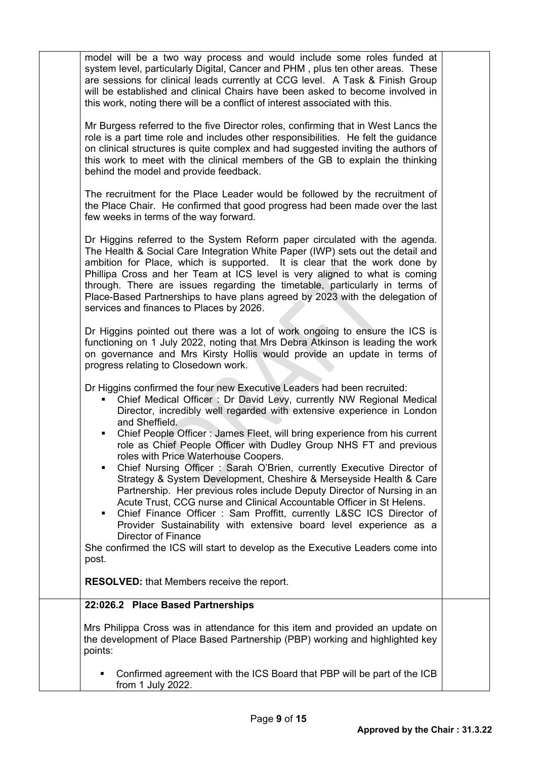model will be a two way process and would include some roles funded at system level, particularly Digital, Cancer and PHM , plus ten other areas. These are sessions for clinical leads currently at CCG level. A Task & Finish Group will be established and clinical Chairs have been asked to become involved in this work, noting there will be a conflict of interest associated with this.

Mr Burgess referred to the five Director roles, confirming that in West Lancs the role is a part time role and includes other responsibilities. He felt the guidance on clinical structures is quite complex and had suggested inviting the authors of this work to meet with the clinical members of the GB to explain the thinking behind the model and provide feedback.

The recruitment for the Place Leader would be followed by the recruitment of the Place Chair. He confirmed that good progress had been made over the last few weeks in terms of the way forward.

Dr Higgins referred to the System Reform paper circulated with the agenda. The Health & Social Care Integration White Paper (IWP) sets out the detail and ambition for Place, which is supported. It is clear that the work done by Phillipa Cross and her Team at ICS level is very aligned to what is coming through. There are issues regarding the timetable, particularly in terms of Place-Based Partnerships to have plans agreed by 2023 with the delegation of services and finances to Places by 2026.

Dr Higgins pointed out there was a lot of work ongoing to ensure the ICS is functioning on 1 July 2022, noting that Mrs Debra Atkinson is leading the work on governance and Mrs Kirsty Hollis would provide an update in terms of progress relating to Closedown work.

Dr Higgins confirmed the four new Executive Leaders had been recruited:

- Chief Medical Officer : Dr David Levy, currently NW Regional Medical Director, incredibly well regarded with extensive experience in London and Sheffield.
- Chief People Officer : James Fleet, will bring experience from his current role as Chief People Officer with Dudley Group NHS FT and previous roles with Price Waterhouse Coopers.
- Chief Nursing Officer : Sarah O'Brien, currently Executive Director of Strategy & System Development, Cheshire & Merseyside Health & Care Partnership. Her previous roles include Deputy Director of Nursing in an Acute Trust, CCG nurse and Clinical Accountable Officer in St Helens.
- Chief Finance Officer : Sam Proffitt, currently L&SC ICS Director of Provider Sustainability with extensive board level experience as a Director of Finance

She confirmed the ICS will start to develop as the Executive Leaders come into post.

**RESOLVED:** that Members receive the report.

**22:026.2 Place Based Partnerships**

Mrs Philippa Cross was in attendance for this item and provided an update on the development of Place Based Partnership (PBP) working and highlighted key points:

- Confirmed agreement with the ICS Board that PBP will be part of the ICB from 1 July 2022.

**Approved by the Chair : 31.3.22**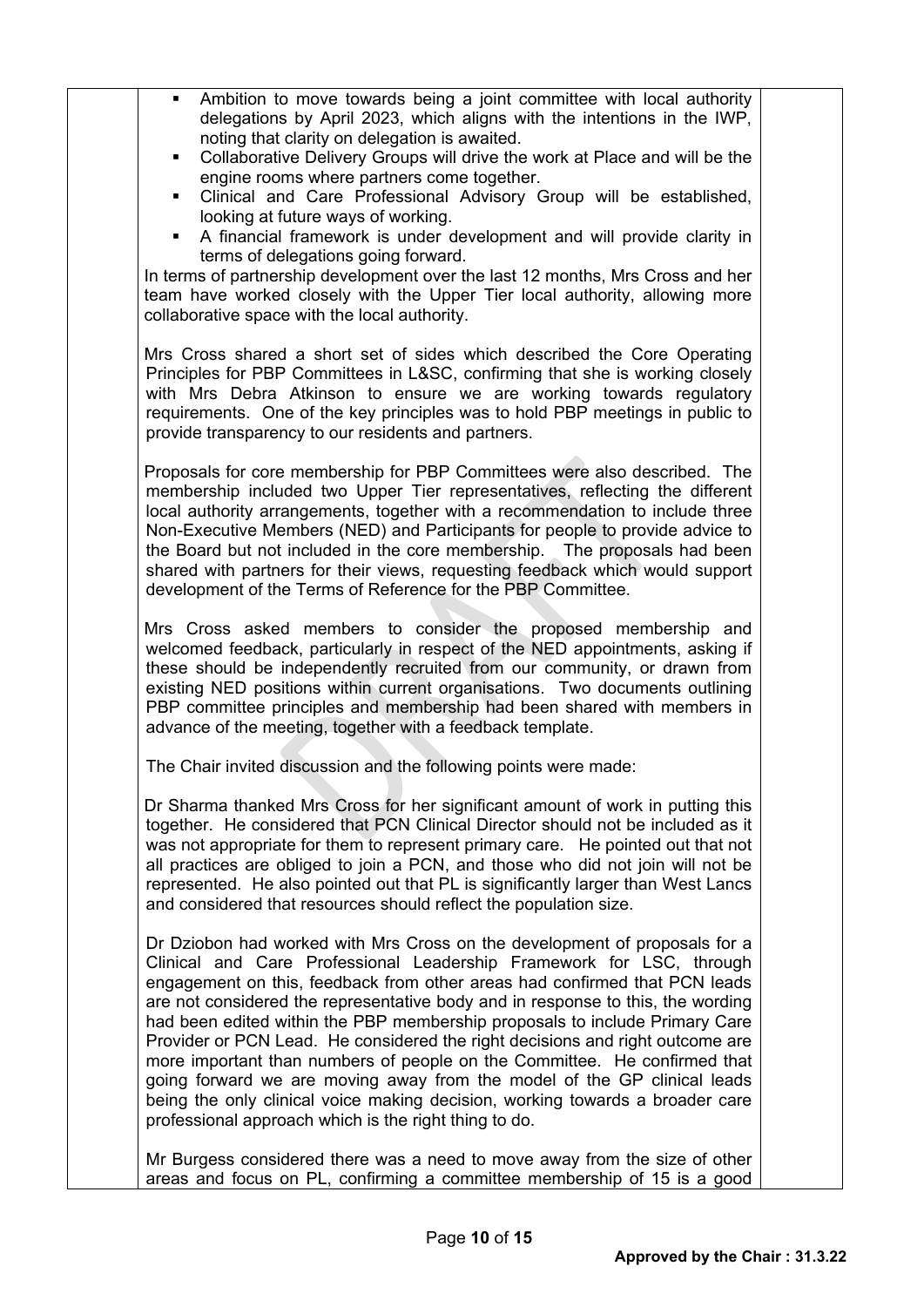- Ambition to move towards being a joint committee with local authority delegations by April 2023, which aligns with the intentions in the IWP, noting that clarity on delegation is awaited.
- Collaborative Delivery Groups will drive the work at Place and will be the engine rooms where partners come together.
- Clinical and Care Professional Advisory Group will be established, looking at future ways of working.
- A financial framework is under development and will provide clarity in terms of delegations going forward.

In terms of partnership development over the last 12 months, Mrs Cross and her team have worked closely with the Upper Tier local authority, allowing more collaborative space with the local authority.

Mrs Cross shared a short set of sides which described the Core Operating Principles for PBP Committees in L&SC, confirming that she is working closely with Mrs Debra Atkinson to ensure we are working towards regulatory requirements. One of the key principles was to hold PBP meetings in public to provide transparency to our residents and partners.

Proposals for core membership for PBP Committees were also described. The membership included two Upper Tier representatives, reflecting the different local authority arrangements, together with a recommendation to include three Non-Executive Members (NED) and Participants for people to provide advice to the Board but not included in the core membership. The proposals had been shared with partners for their views, requesting feedback which would support development of the Terms of Reference for the PBP Committee.

Mrs Cross asked members to consider the proposed membership and welcomed feedback, particularly in respect of the NED appointments, asking if these should be independently recruited from our community, or drawn from existing NED positions within current organisations. Two documents outlining PBP committee principles and membership had been shared with members in advance of the meeting, together with a feedback template.

The Chair invited discussion and the following points were made:

Dr Sharma thanked Mrs Cross for her significant amount of work in putting this together. He considered that PCN Clinical Director should not be included as it was not appropriate for them to represent primary care. He pointed out that not all practices are obliged to join a PCN, and those who did not join will not be represented. He also pointed out that PL is significantly larger than West Lancs and considered that resources should reflect the population size.

Dr Dziobon had worked with Mrs Cross on the development of proposals for a Clinical and Care Professional Leadership Framework for LSC, through engagement on this, feedback from other areas had confirmed that PCN leads are not considered the representative body and in response to this, the wording had been edited within the PBP membership proposals to include Primary Care Provider or PCN Lead. He considered the right decisions and right outcome are more important than numbers of people on the Committee. He confirmed that going forward we are moving away from the model of the GP clinical leads being the only clinical voice making decision, working towards a broader care professional approach which is the right thing to do.

Mr Burgess considered there was a need to move away from the size of other areas and focus on PL, confirming a committee membership of 15 is a good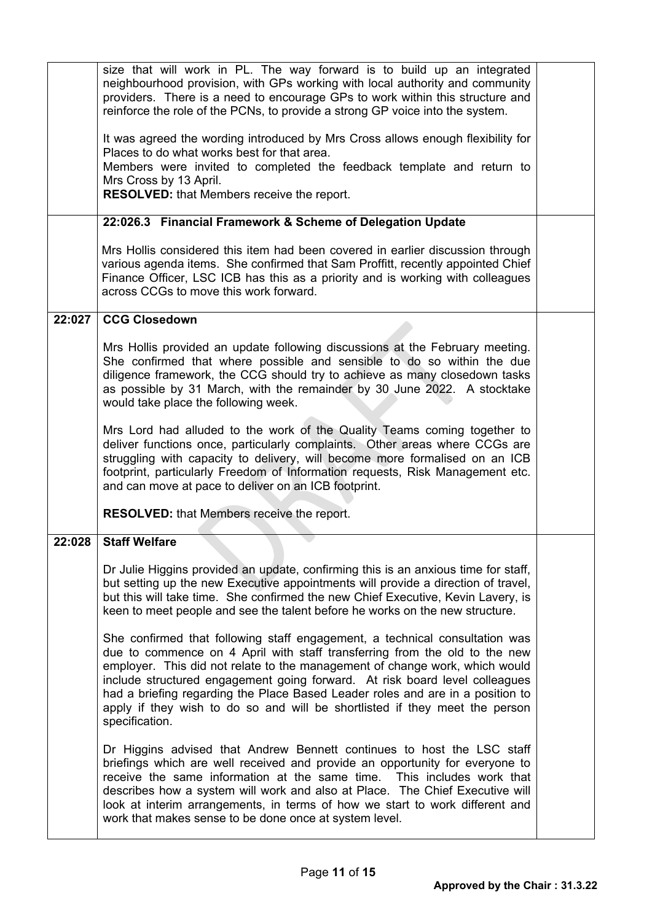| | | |
|---|---|---|
| | size that will work in PL. The way forward is to build up an integrated neighbourhood provision, with GPs working with local authority and community providers. There is a need to encourage GPs to work within this structure and reinforce the role of the PCNs, to provide a strong GP voice into the system.<br><br>It was agreed the wording introduced by Mrs Cross allows enough flexibility for Places to do what works best for that area.<br>Members were invited to completed the feedback template and return to Mrs Cross by 13 April.<br>**RESOLVED:** that Members receive the report. | |
| | **22:026.3 Financial Framework & Scheme of Delegation Update**<br><br>Mrs Hollis considered this item had been covered in earlier discussion through various agenda items. She confirmed that Sam Proffitt, recently appointed Chief Finance Officer, LSC ICB has this as a priority and is working with colleagues across CCGs to move this work forward. | |
| **22:027** | **CCG Closedown**<br><br>Mrs Hollis provided an update following discussions at the February meeting. She confirmed that where possible and sensible to do so within the due diligence framework, the CCG should try to achieve as many closedown tasks as possible by 31 March, with the remainder by 30 June 2022. A stocktake would take place the following week.<br><br>Mrs Lord had alluded to the work of the Quality Teams coming together to deliver functions once, particularly complaints. Other areas where CCGs are struggling with capacity to delivery, will become more formalised on an ICB footprint, particularly Freedom of Information requests, Risk Management etc. and can move at pace to deliver on an ICB footprint.<br><br>**RESOLVED:** that Members receive the report. | |
| **22:028** | **Staff Welfare**<br><br>Dr Julie Higgins provided an update, confirming this is an anxious time for staff, but setting up the new Executive appointments will provide a direction of travel, but this will take time. She confirmed the new Chief Executive, Kevin Lavery, is keen to meet people and see the talent before he works on the new structure.<br><br>She confirmed that following staff engagement, a technical consultation was due to commence on 4 April with staff transferring from the old to the new employer. This did not relate to the management of change work, which would include structured engagement going forward. At risk board level colleagues had a briefing regarding the Place Based Leader roles and are in a position to apply if they wish to do so and will be shortlisted if they meet the person specification.<br><br>Dr Higgins advised that Andrew Bennett continues to host the LSC staff briefings which are well received and provide an opportunity for everyone to receive the same information at the same time. This includes work that describes how a system will work and also at Place. The Chief Executive will look at interim arrangements, in terms of how we start to work different and work that makes sense to be done once at system level. | |

**Approved by the Chair : 31.3.22**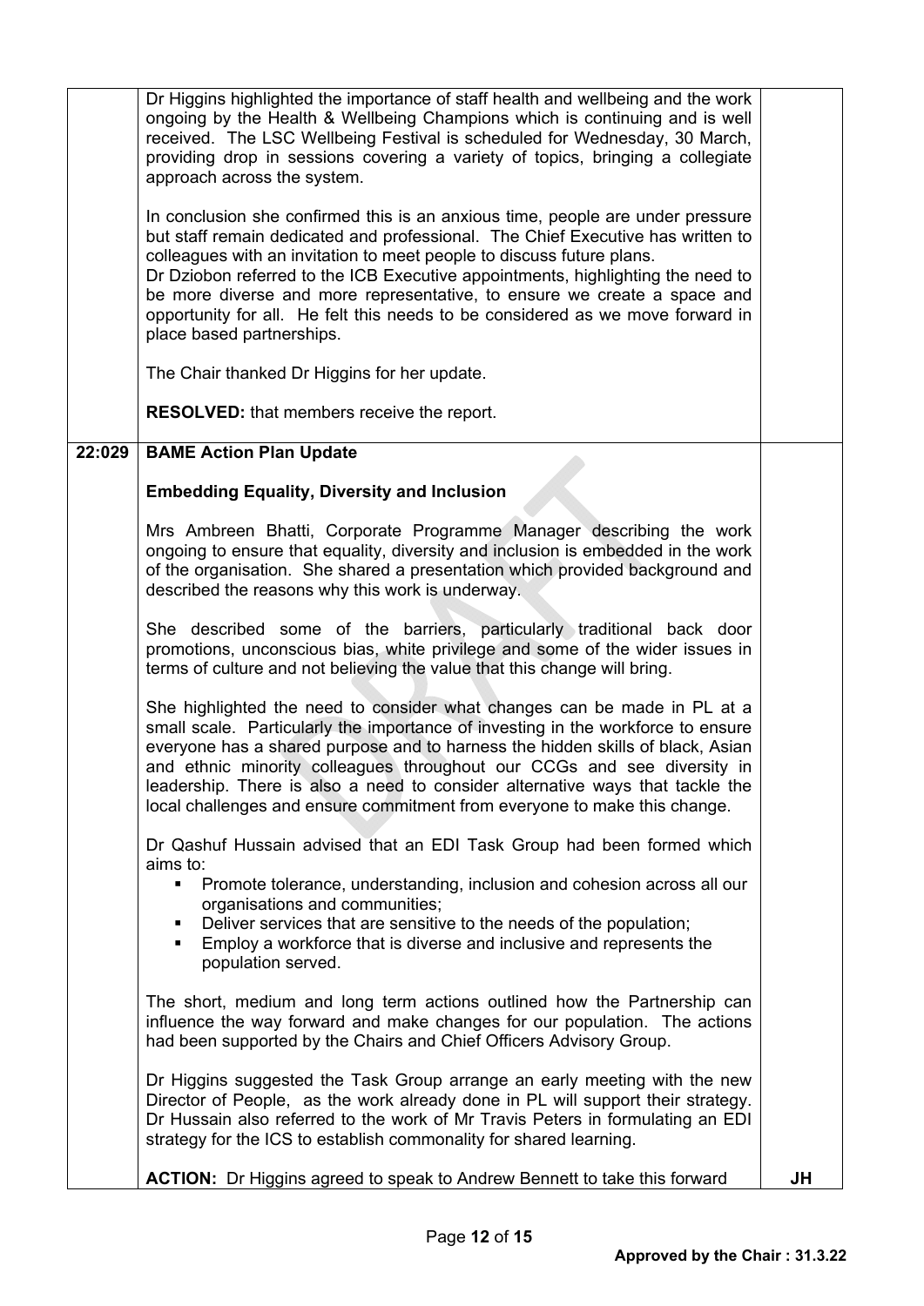| | | |
|---|---|---|
| | Dr Higgins highlighted the importance of staff health and wellbeing and the work ongoing by the Health & Wellbeing Champions which is continuing and is well received. The LSC Wellbeing Festival is scheduled for Wednesday, 30 March, providing drop in sessions covering a variety of topics, bringing a collegiate approach across the system.<br><br>In conclusion she confirmed this is an anxious time, people are under pressure but staff remain dedicated and professional. The Chief Executive has written to colleagues with an invitation to meet people to discuss future plans.<br>Dr Dziobon referred to the ICB Executive appointments, highlighting the need to be more diverse and more representative, to ensure we create a space and opportunity for all. He felt this needs to be considered as we move forward in place based partnerships.<br><br>The Chair thanked Dr Higgins for her update.<br><br>**RESOLVED:** that members receive the report. | |
| **22:029** | **BAME Action Plan Update**<br><br>**Embedding Equality, Diversity and Inclusion**<br><br>Mrs Ambreen Bhatti, Corporate Programme Manager describing the work ongoing to ensure that equality, diversity and inclusion is embedded in the work of the organisation. She shared a presentation which provided background and described the reasons why this work is underway.<br><br>She described some of the barriers, particularly traditional back door promotions, unconscious bias, white privilege and some of the wider issues in terms of culture and not believing the value that this change will bring.<br><br>She highlighted the need to consider what changes can be made in PL at a small scale. Particularly the importance of investing in the workforce to ensure everyone has a shared purpose and to harness the hidden skills of black, Asian and ethnic minority colleagues throughout our CCGs and see diversity in leadership. There is also a need to consider alternative ways that tackle the local challenges and ensure commitment from everyone to make this change.<br><br>Dr Qashuf Hussain advised that an EDI Task Group had been formed which aims to:<br>▪ Promote tolerance, understanding, inclusion and cohesion across all our organisations and communities;<br>▪ Deliver services that are sensitive to the needs of the population;<br>▪ Employ a workforce that is diverse and inclusive and represents the population served.<br><br>The short, medium and long term actions outlined how the Partnership can influence the way forward and make changes for our population. The actions had been supported by the Chairs and Chief Officers Advisory Group.<br><br>Dr Higgins suggested the Task Group arrange an early meeting with the new Director of People, as the work already done in PL will support their strategy. Dr Hussain also referred to the work of Mr Travis Peters in formulating an EDI strategy for the ICS to establish commonality for shared learning.<br><br>**ACTION:** Dr Higgins agreed to speak to Andrew Bennett to take this forward | **JH** |

**Approved by the Chair : 31.3.22**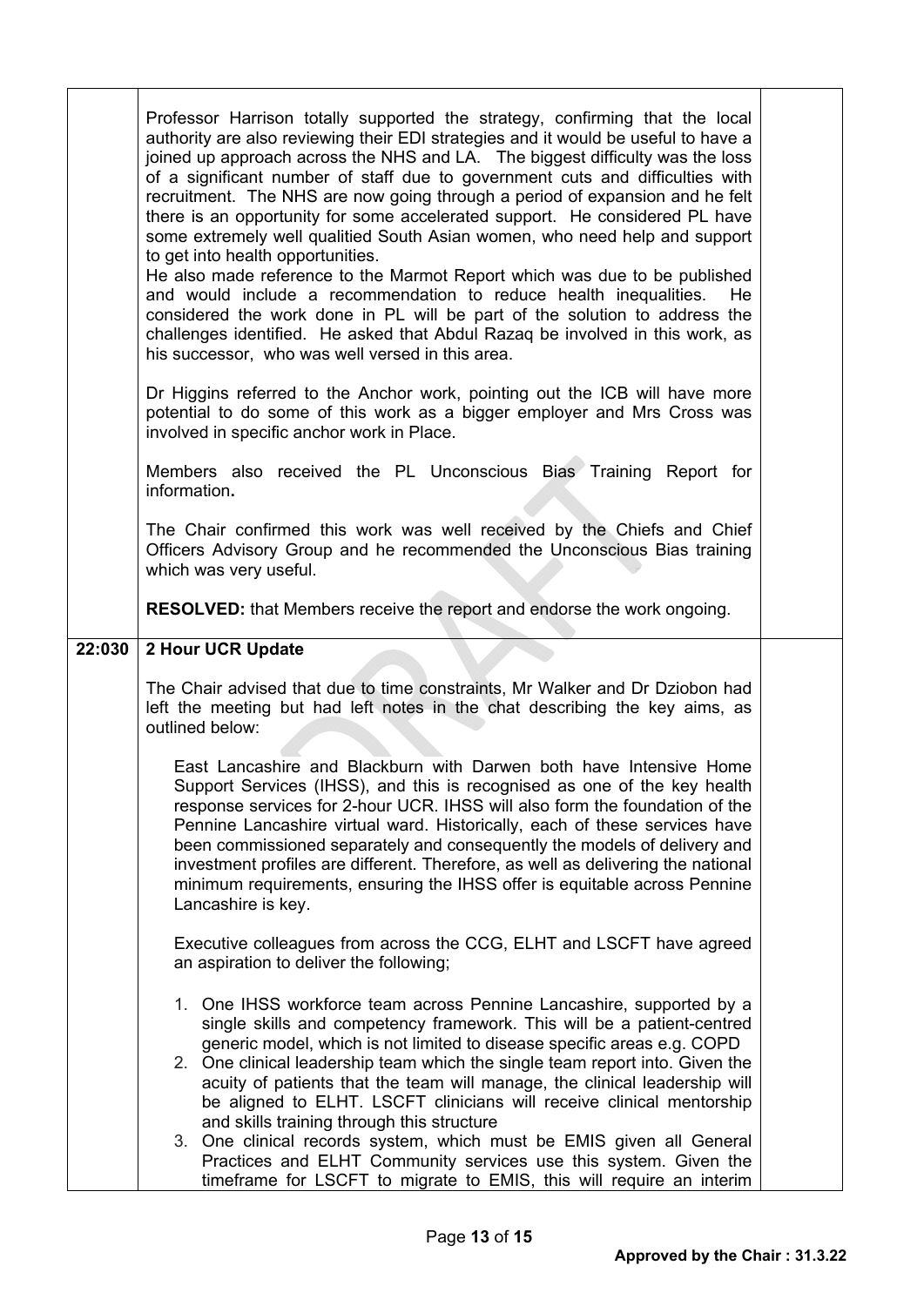| | | |
|---|---|---|
| | Professor Harrison totally supported the strategy, confirming that the local authority are also reviewing their EDI strategies and it would be useful to have a joined up approach across the NHS and LA. The biggest difficulty was the loss of a significant number of staff due to government cuts and difficulties with recruitment. The NHS are now going through a period of expansion and he felt there is an opportunity for some accelerated support. He considered PL have some extremely well qualitied South Asian women, who need help and support to get into health opportunities.<br>He also made reference to the Marmot Report which was due to be published and would include a recommendation to reduce health inequalities. He considered the work done in PL will be part of the solution to address the challenges identified. He asked that Abdul Razaq be involved in this work, as his successor, who was well versed in this area.<br><br>Dr Higgins referred to the Anchor work, pointing out the ICB will have more potential to do some of this work as a bigger employer and Mrs Cross was involved in specific anchor work in Place.<br><br>Members also received the PL Unconscious Bias Training Report for information**.**<br><br>The Chair confirmed this work was well received by the Chiefs and Chief Officers Advisory Group and he recommended the Unconscious Bias training which was very useful.<br><br>**RESOLVED:** that Members receive the report and endorse the work ongoing. | |
| **22:030** | **2 Hour UCR Update**<br><br>The Chair advised that due to time constraints, Mr Walker and Dr Dziobon had left the meeting but had left notes in the chat describing the key aims, as outlined below:<br><br>East Lancashire and Blackburn with Darwen both have Intensive Home Support Services (IHSS), and this is recognised as one of the key health response services for 2-hour UCR. IHSS will also form the foundation of the Pennine Lancashire virtual ward. Historically, each of these services have been commissioned separately and consequently the models of delivery and investment profiles are different. Therefore, as well as delivering the national minimum requirements, ensuring the IHSS offer is equitable across Pennine Lancashire is key.<br><br>Executive colleagues from across the CCG, ELHT and LSCFT have agreed an aspiration to deliver the following;<br><br>1. One IHSS workforce team across Pennine Lancashire, supported by a single skills and competency framework. This will be a patient-centred generic model, which is not limited to disease specific areas e.g. COPD<br>2. One clinical leadership team which the single team report into. Given the acuity of patients that the team will manage, the clinical leadership will be aligned to ELHT. LSCFT clinicians will receive clinical mentorship and skills training through this structure<br>3. One clinical records system, which must be EMIS given all General Practices and ELHT Community services use this system. Given the timeframe for LSCFT to migrate to EMIS, this will require an interim | |

Approved by the Chair : 31.3.22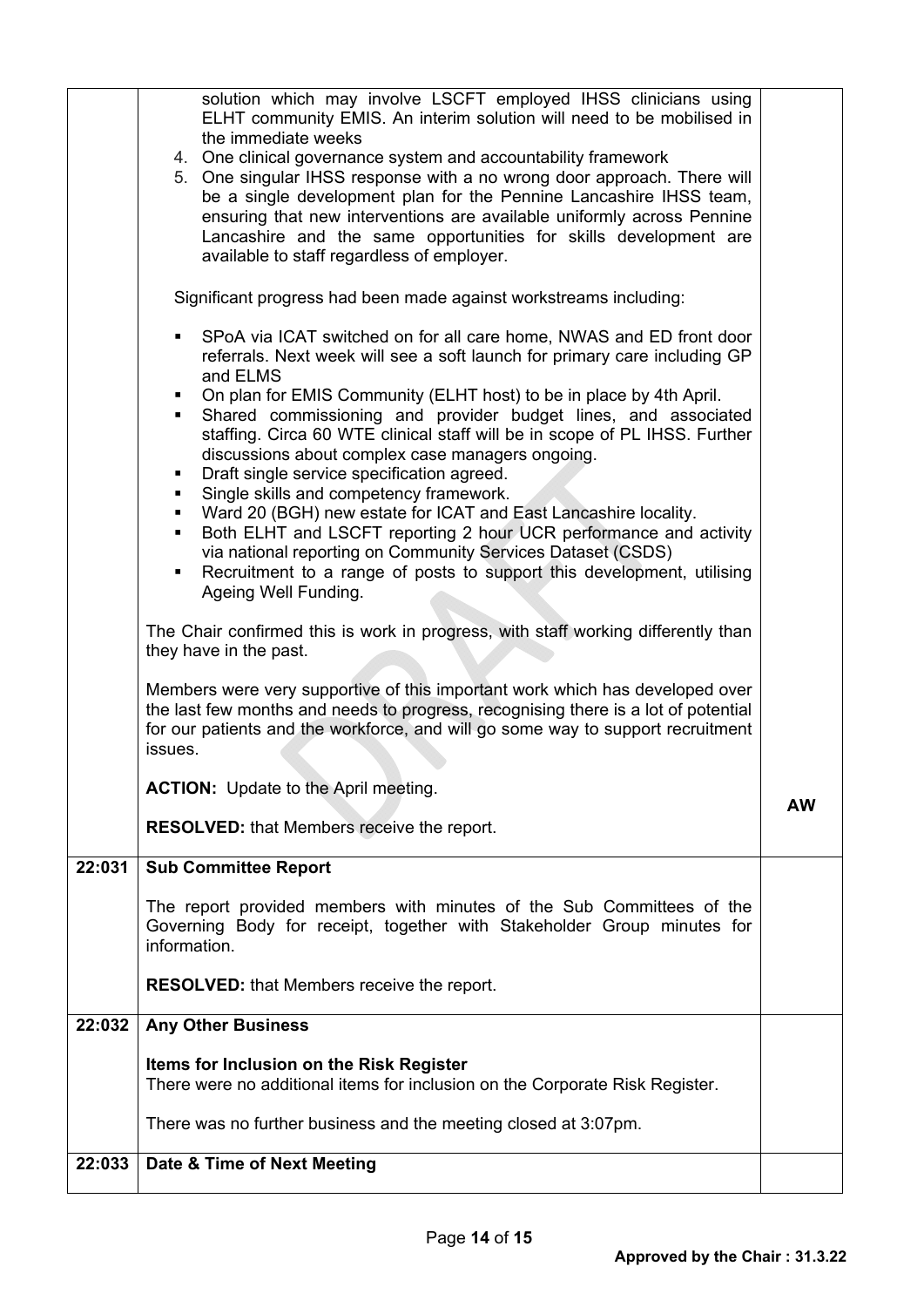|  |  |  |
|---|---|---|
|  | solution which may involve LSCFT employed IHSS clinicians using ELHT community EMIS. An interim solution will need to be mobilised in the immediate weeks<br>4. One clinical governance system and accountability framework<br>5. One singular IHSS response with a no wrong door approach. There will be a single development plan for the Pennine Lancashire IHSS team, ensuring that new interventions are available uniformly across Pennine Lancashire and the same opportunities for skills development are available to staff regardless of employer.<br><br>Significant progress had been made against workstreams including:<br><br>▪ SPoA via ICAT switched on for all care home, NWAS and ED front door referrals. Next week will see a soft launch for primary care including GP and ELMS<br>▪ On plan for EMIS Community (ELHT host) to be in place by 4th April.<br>▪ Shared commissioning and provider budget lines, and associated staffing. Circa 60 WTE clinical staff will be in scope of PL IHSS. Further discussions about complex case managers ongoing.<br>▪ Draft single service specification agreed.<br>▪ Single skills and competency framework.<br>▪ Ward 20 (BGH) new estate for ICAT and East Lancashire locality.<br>▪ Both ELHT and LSCFT reporting 2 hour UCR performance and activity via national reporting on Community Services Dataset (CSDS)<br>▪ Recruitment to a range of posts to support this development, utilising Ageing Well Funding.<br><br>The Chair confirmed this is work in progress, with staff working differently than they have in the past.<br><br>Members were very supportive of this important work which has developed over the last few months and needs to progress, recognising there is a lot of potential for our patients and the workforce, and will go some way to support recruitment issues.<br><br>**ACTION:** Update to the April meeting.<br><br>**RESOLVED:** that Members receive the report. | **AW** |
| **22:031** | **Sub Committee Report**<br><br>The report provided members with minutes of the Sub Committees of the Governing Body for receipt, together with Stakeholder Group minutes for information.<br><br>**RESOLVED:** that Members receive the report. |  |
| **22:032** | **Any Other Business**<br><br>**Items for Inclusion on the Risk Register**<br>There were no additional items for inclusion on the Corporate Risk Register.<br><br>There was no further business and the meeting closed at 3:07pm. |  |
| **22:033** | **Date & Time of Next Meeting** |  |

**Approved by the Chair : 31.3.22**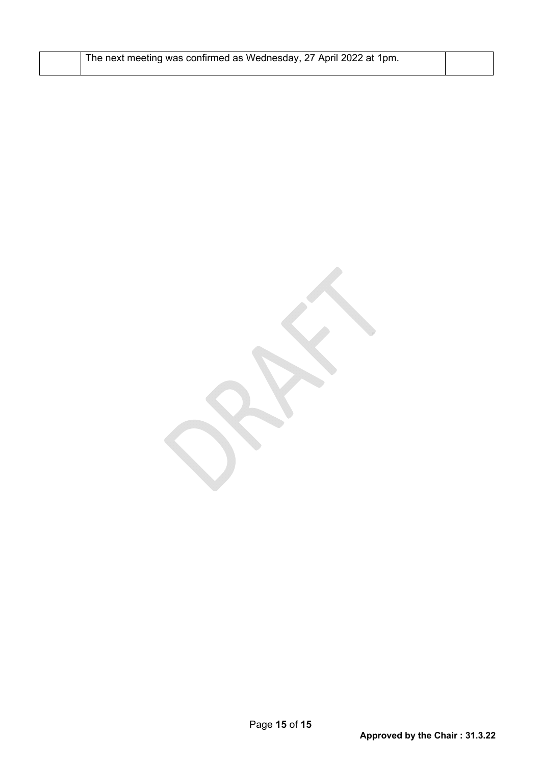| | | |
|---|---|---|
| | The next meeting was confirmed as Wednesday, 27 April 2022 at 1pm. | |

DRAFT

**Approved by the Chair : 31.3.22**